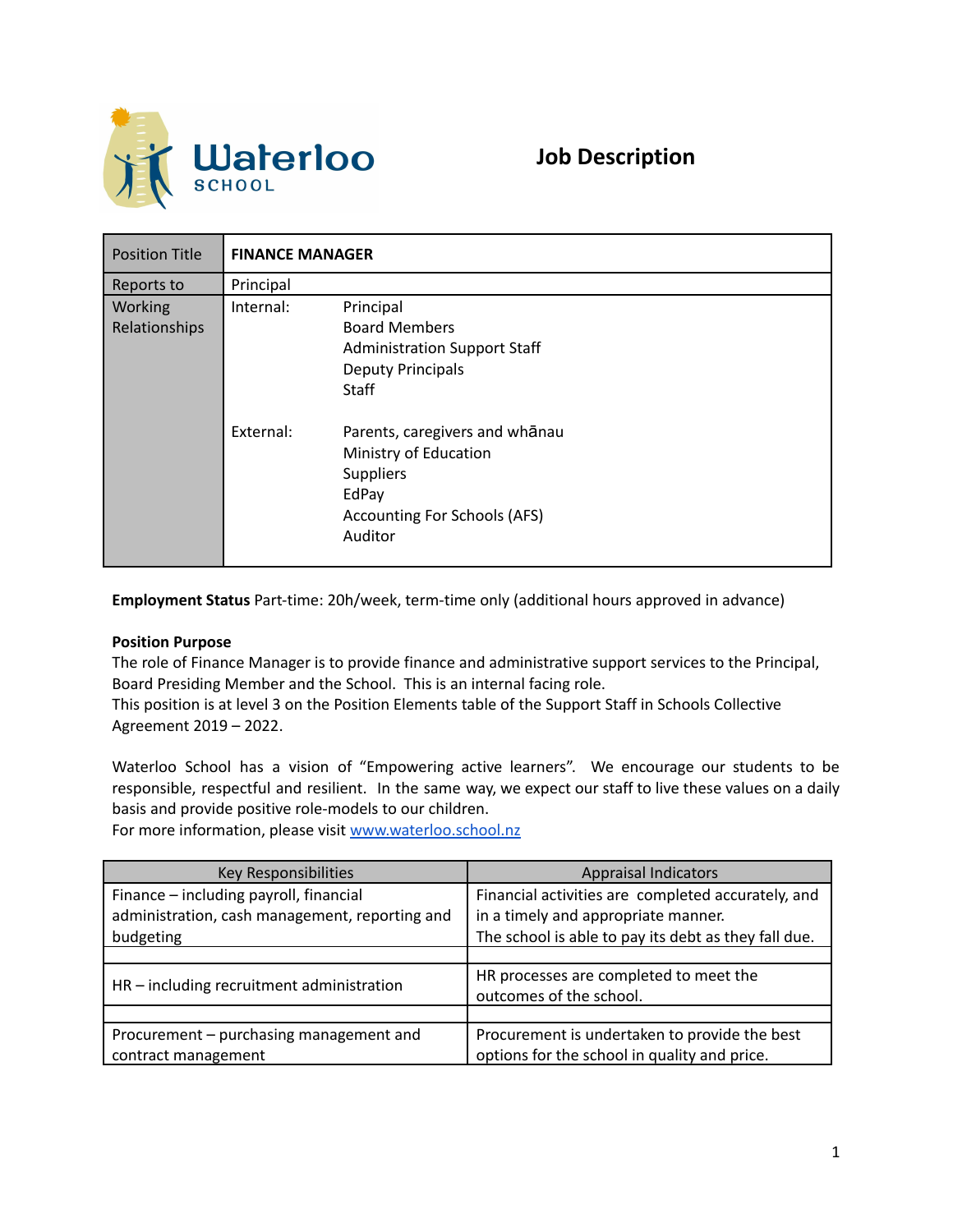Waterloo SCHOOL

# Job Description

| Position Title | **FINANCE MANAGER** | |
|---|---|---|
| Reports to | Principal | |
| Working Relationships | Internal: | Principal<br>Board Members<br>Administration Support Staff<br>Deputy Principals<br>Staff |
| | External: | Parents, caregivers and whānau<br>Ministry of Education<br>Suppliers<br>EdPay<br>Accounting For Schools (AFS)<br>Auditor |

**Employment Status** Part-time: 20h/week, term-time only (additional hours approved in advance)

**Position Purpose**
The role of Finance Manager is to provide finance and administrative support services to the Principal, Board Presiding Member and the School. This is an internal facing role.
This position is at level 3 on the Position Elements table of the Support Staff in Schools Collective Agreement 2019 – 2022.

Waterloo School has a vision of "Empowering active learners". We encourage our students to be responsible, respectful and resilient. In the same way, we expect our staff to live these values on a daily basis and provide positive role-models to our children.
For more information, please visit [www.waterloo.school.nz](www.waterloo.school.nz)

| Key Responsibilities | Appraisal Indicators |
|---|---|
| Finance – including payroll, financial administration, cash management, reporting and budgeting | Financial activities are completed accurately, and in a timely and appropriate manner.<br>The school is able to pay its debt as they fall due. |
| | |
| HR – including recruitment administration | HR processes are completed to meet the outcomes of the school. |
| | |
| Procurement – purchasing management and contract management | Procurement is undertaken to provide the best options for the school in quality and price. |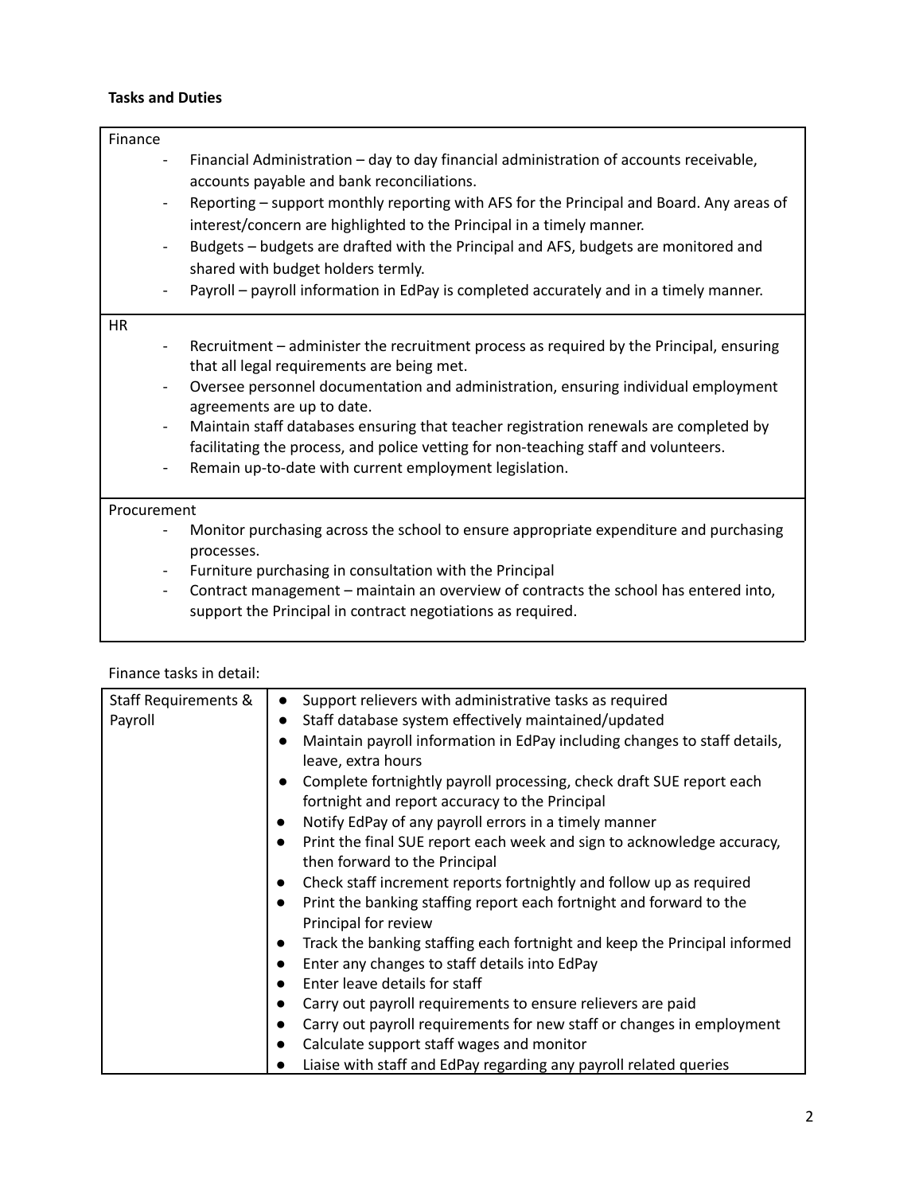**Tasks and Duties**

| |
|---|
| Finance<br>- Financial Administration – day to day financial administration of accounts receivable, accounts payable and bank reconciliations.<br>- Reporting – support monthly reporting with AFS for the Principal and Board. Any areas of interest/concern are highlighted to the Principal in a timely manner.<br>- Budgets – budgets are drafted with the Principal and AFS, budgets are monitored and shared with budget holders termly.<br>- Payroll – payroll information in EdPay is completed accurately and in a timely manner. |
| HR<br>- Recruitment – administer the recruitment process as required by the Principal, ensuring that all legal requirements are being met.<br>- Oversee personnel documentation and administration, ensuring individual employment agreements are up to date.<br>- Maintain staff databases ensuring that teacher registration renewals are completed by facilitating the process, and police vetting for non-teaching staff and volunteers.<br>- Remain up-to-date with current employment legislation. |
| Procurement<br>- Monitor purchasing across the school to ensure appropriate expenditure and purchasing processes.<br>- Furniture purchasing in consultation with the Principal<br>- Contract management – maintain an overview of contracts the school has entered into, support the Principal in contract negotiations as required. |

Finance tasks in detail:

| | |
|---|---|
| Staff Requirements & Payroll | • Support relievers with administrative tasks as required<br>• Staff database system effectively maintained/updated<br>• Maintain payroll information in EdPay including changes to staff details, leave, extra hours<br>• Complete fortnightly payroll processing, check draft SUE report each fortnight and report accuracy to the Principal<br>• Notify EdPay of any payroll errors in a timely manner<br>• Print the final SUE report each week and sign to acknowledge accuracy, then forward to the Principal<br>• Check staff increment reports fortnightly and follow up as required<br>• Print the banking staffing report each fortnight and forward to the Principal for review<br>• Track the banking staffing each fortnight and keep the Principal informed<br>• Enter any changes to staff details into EdPay<br>• Enter leave details for staff<br>• Carry out payroll requirements to ensure relievers are paid<br>• Carry out payroll requirements for new staff or changes in employment<br>• Calculate support staff wages and monitor<br>• Liaise with staff and EdPay regarding any payroll related queries |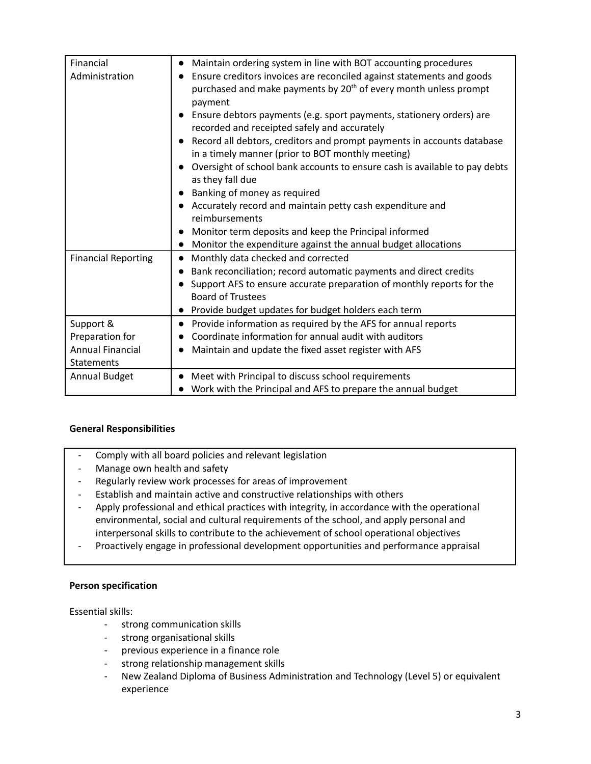| | |
|---|---|
| Financial Administration | • Maintain ordering system in line with BOT accounting procedures<br>• Ensure creditors invoices are reconciled against statements and goods purchased and make payments by 20th of every month unless prompt payment<br>• Ensure debtors payments (e.g. sport payments, stationery orders) are recorded and receipted safely and accurately<br>• Record all debtors, creditors and prompt payments in accounts database in a timely manner (prior to BOT monthly meeting)<br>• Oversight of school bank accounts to ensure cash is available to pay debts as they fall due<br>• Banking of money as required<br>• Accurately record and maintain petty cash expenditure and reimbursements<br>• Monitor term deposits and keep the Principal informed<br>• Monitor the expenditure against the annual budget allocations |
| Financial Reporting | • Monthly data checked and corrected<br>• Bank reconciliation; record automatic payments and direct credits<br>• Support AFS to ensure accurate preparation of monthly reports for the Board of Trustees<br>• Provide budget updates for budget holders each term |
| Support & Preparation for Annual Financial Statements | • Provide information as required by the AFS for annual reports<br>• Coordinate information for annual audit with auditors<br>• Maintain and update the fixed asset register with AFS |
| Annual Budget | • Meet with Principal to discuss school requirements<br>• Work with the Principal and AFS to prepare the annual budget |

**General Responsibilities**

- Comply with all board policies and relevant legislation
- Manage own health and safety
- Regularly review work processes for areas of improvement
- Establish and maintain active and constructive relationships with others
- Apply professional and ethical practices with integrity, in accordance with the operational environmental, social and cultural requirements of the school, and apply personal and interpersonal skills to contribute to the achievement of school operational objectives
- Proactively engage in professional development opportunities and performance appraisal

**Person specification**

Essential skills:

- strong communication skills
- strong organisational skills
- previous experience in a finance role
- strong relationship management skills
- New Zealand Diploma of Business Administration and Technology (Level 5) or equivalent experience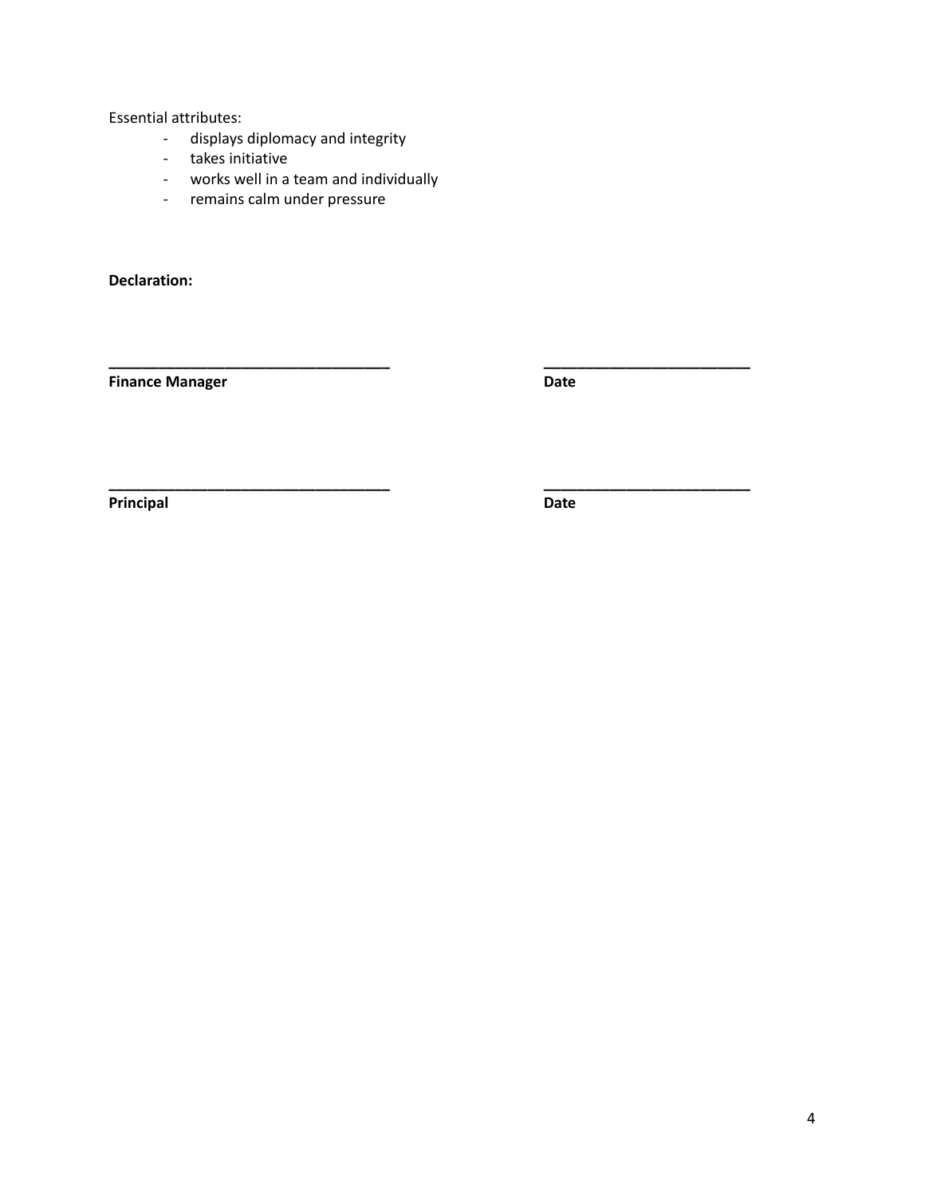Essential attributes:

- displays diplomacy and integrity
- takes initiative
- works well in a team and individually
- remains calm under pressure

**Declaration:**

**\_\_\_\_\_\_\_\_\_\_\_\_\_\_\_\_\_\_\_\_\_\_\_\_\_\_\_\_\_\_\_\_\_\_**  **\_\_\_\_\_\_\_\_\_\_\_\_\_\_\_\_\_\_\_\_\_\_\_\_\_**

**Finance Manager** **Date**

**\_\_\_\_\_\_\_\_\_\_\_\_\_\_\_\_\_\_\_\_\_\_\_\_\_\_\_\_\_\_\_\_\_\_**  **\_\_\_\_\_\_\_\_\_\_\_\_\_\_\_\_\_\_\_\_\_\_\_\_\_**

**Principal** **Date**